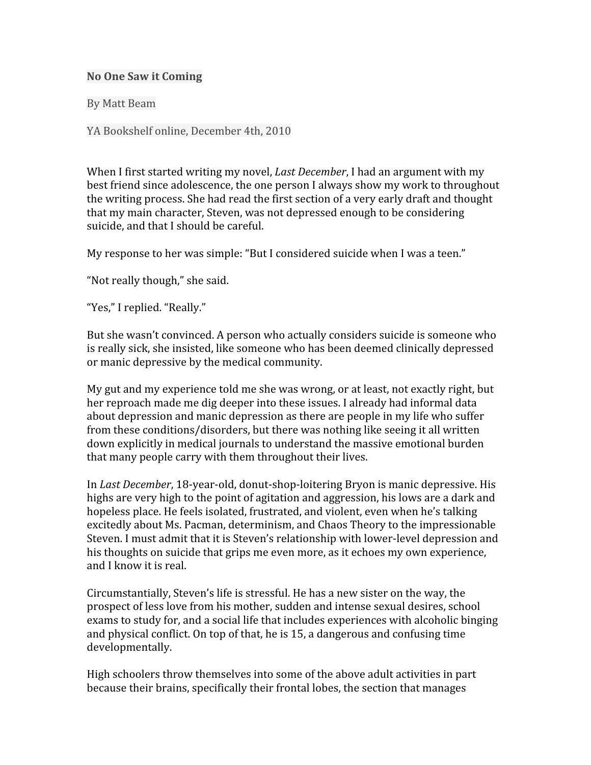**No One Saw it Coming**

By Matt Beam

YA Bookshelf online, December 4th, 2010

When I first started writing my novel, *Last December*, I had an argument with my best friend since adolescence, the one person I always show my work to throughout the writing process. She had read the first section of a very early draft and thought that my main character, Steven, was not depressed enough to be considering suicide, and that I should be careful.

My response to her was simple: "But I considered suicide when I was a teen."

"Not really though," she said.

"Yes," I replied. "Really."

But she wasn't convinced. A person who actually considers suicide is someone who is really sick, she insisted, like someone who has been deemed clinically depressed or manic depressive by the medical community.

My gut and my experience told me she was wrong, or at least, not exactly right, but her reproach made me dig deeper into these issues. I already had informal data about depression and manic depression as there are people in my life who suffer from these conditions/disorders, but there was nothing like seeing it all written down explicitly in medical journals to understand the massive emotional burden that many people carry with them throughout their lives.

In *Last December*, 18-year-old, donut-shop-loitering Bryon is manic depressive. His highs are very high to the point of agitation and aggression, his lows are a dark and hopeless place. He feels isolated, frustrated, and violent, even when he's talking excitedly about Ms. Pacman, determinism, and Chaos Theory to the impressionable Steven. I must admit that it is Steven's relationship with lower-level depression and his thoughts on suicide that grips me even more, as it echoes my own experience, and I know it is real.

Circumstantially, Steven's life is stressful. He has a new sister on the way, the prospect of less love from his mother, sudden and intense sexual desires, school exams to study for, and a social life that includes experiences with alcoholic binging and physical conflict. On top of that, he is 15, a dangerous and confusing time developmentally.

High schoolers throw themselves into some of the above adult activities in part because their brains, specifically their frontal lobes, the section that manages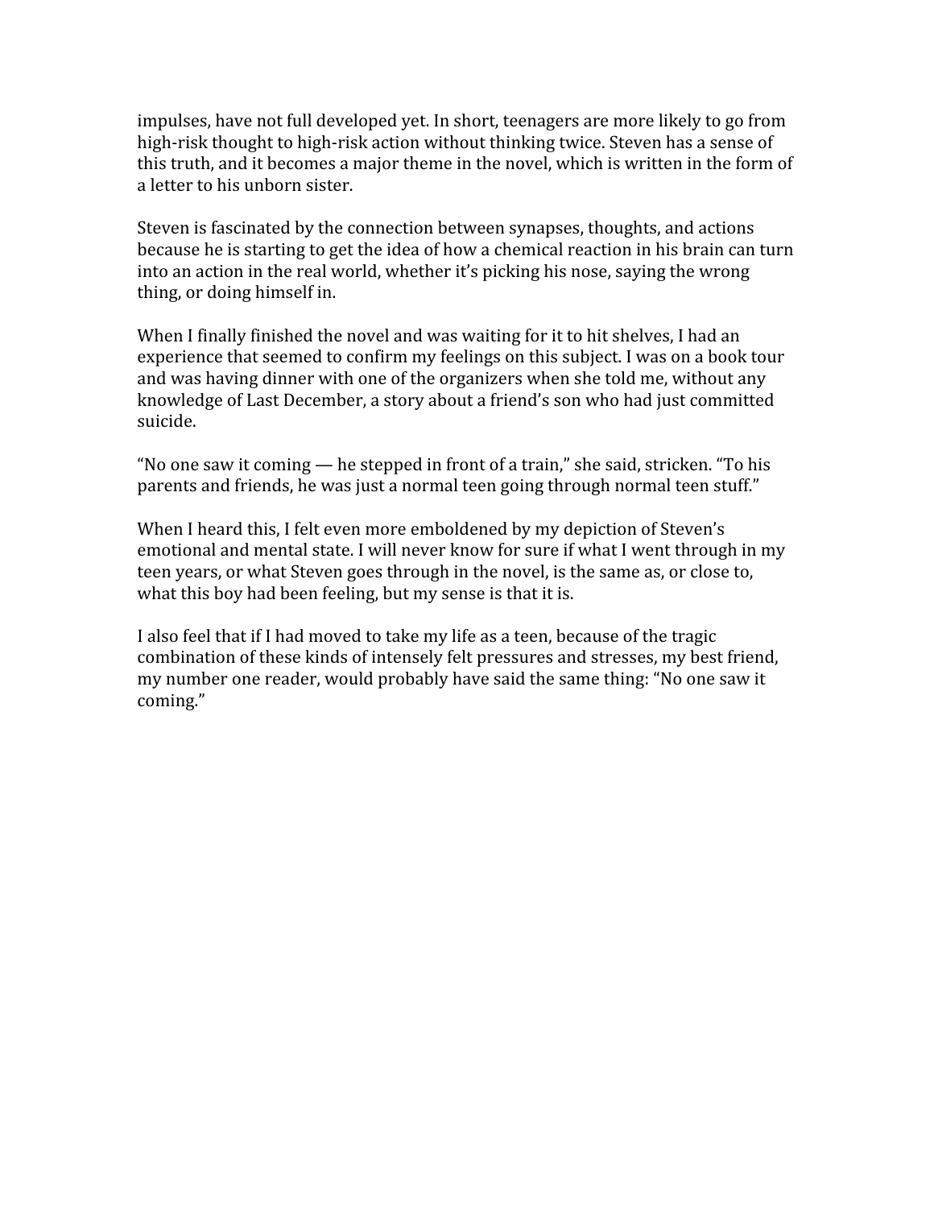impulses, have not full developed yet. In short, teenagers are more likely to go from high-risk thought to high-risk action without thinking twice. Steven has a sense of this truth, and it becomes a major theme in the novel, which is written in the form of a letter to his unborn sister.

Steven is fascinated by the connection between synapses, thoughts, and actions because he is starting to get the idea of how a chemical reaction in his brain can turn into an action in the real world, whether it's picking his nose, saying the wrong thing, or doing himself in.

When I finally finished the novel and was waiting for it to hit shelves, I had an experience that seemed to confirm my feelings on this subject. I was on a book tour and was having dinner with one of the organizers when she told me, without any knowledge of Last December, a story about a friend's son who had just committed suicide.

"No one saw it coming — he stepped in front of a train," she said, stricken. "To his parents and friends, he was just a normal teen going through normal teen stuff."

When I heard this, I felt even more emboldened by my depiction of Steven's emotional and mental state. I will never know for sure if what I went through in my teen years, or what Steven goes through in the novel, is the same as, or close to, what this boy had been feeling, but my sense is that it is.

I also feel that if I had moved to take my life as a teen, because of the tragic combination of these kinds of intensely felt pressures and stresses, my best friend, my number one reader, would probably have said the same thing: "No one saw it coming."